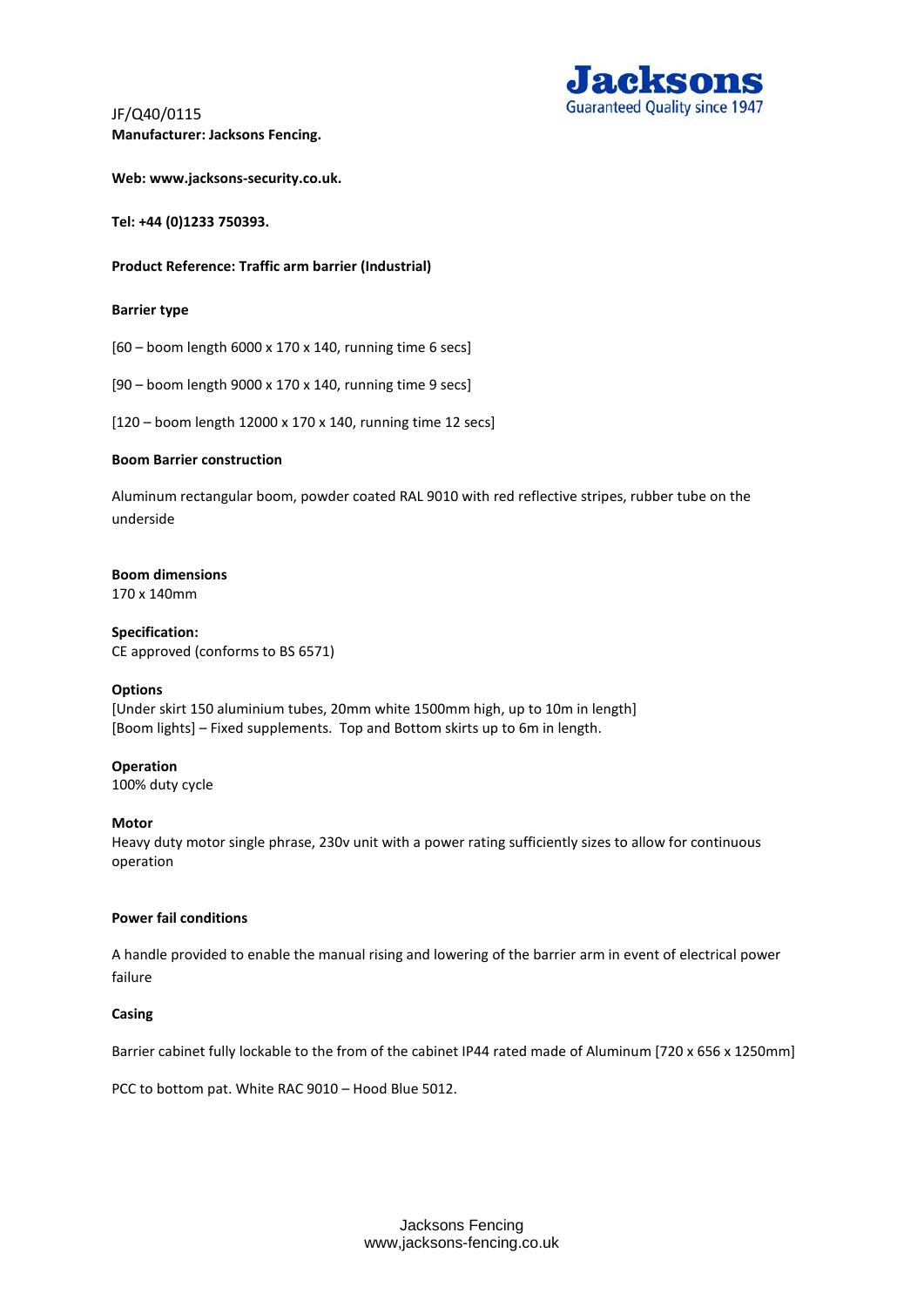JF/Q40/0115

**Manufacturer: Jacksons Fencing.**

**Web: www.jacksons-security.co.uk.**

**Tel: +44 (0)1233 750393.**

**Product Reference: Traffic arm barrier (Industrial)**

**Barrier type**

[60 – boom length 6000 x 170 x 140, running time 6 secs]

[90 – boom length 9000 x 170 x 140, running time 9 secs]

[120 – boom length 12000 x 170 x 140, running time 12 secs]

**Boom Barrier construction**

Aluminum rectangular boom, powder coated RAL 9010 with red reflective stripes, rubber tube on the underside

**Boom dimensions**
170 x 140mm

**Specification:**
CE approved (conforms to BS 6571)

**Options**
[Under skirt 150 aluminium tubes, 20mm white 1500mm high, up to 10m in length]
[Boom lights] – Fixed supplements. Top and Bottom skirts up to 6m in length.

**Operation**
100% duty cycle

**Motor**
Heavy duty motor single phrase, 230v unit with a power rating sufficiently sizes to allow for continuous operation

**Power fail conditions**

A handle provided to enable the manual rising and lowering of the barrier arm in event of electrical power failure

**Casing**

Barrier cabinet fully lockable to the from of the cabinet IP44 rated made of Aluminum [720 x 656 x 1250mm]

PCC to bottom pat. White RAC 9010 – Hood Blue 5012.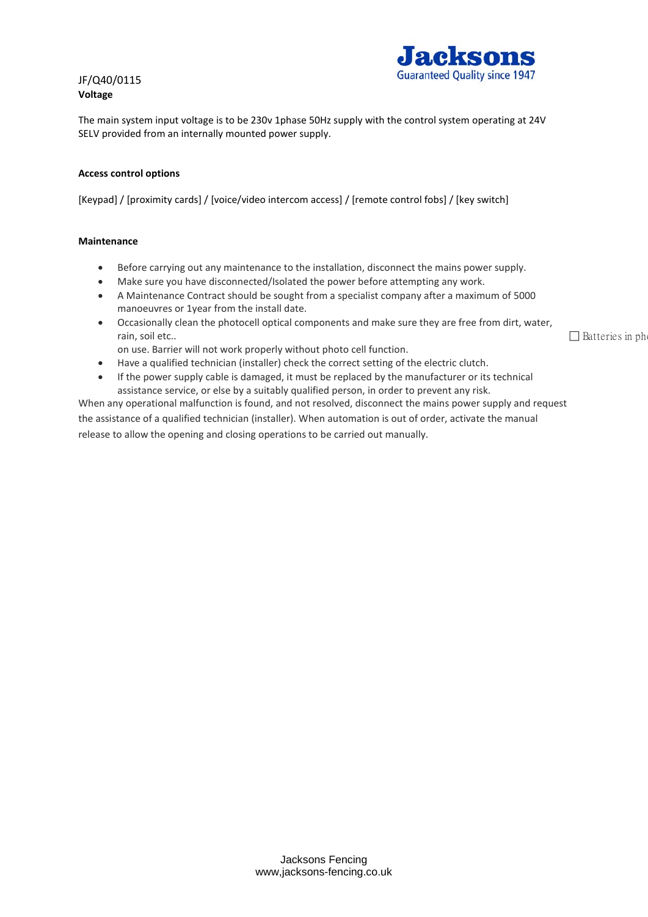JF/Q40/0115

**Voltage**

The main system input voltage is to be 230v 1phase 50Hz supply with the control system operating at 24V SELV provided from an internally mounted power supply.

**Access control options**

[Keypad] / [proximity cards] / [voice/video intercom access] / [remote control fobs] / [key switch]

**Maintenance**

- Before carrying out any maintenance to the installation, disconnect the mains power supply.
- Make sure you have disconnected/Isolated the power before attempting any work.
- A Maintenance Contract should be sought from a specialist company after a maximum of 5000 manoeuvres or 1year from the install date.
- Occasionally clean the photocell optical components and make sure they are free from dirt, water, rain, soil etc..  
  ☐ Batteries in ph  
  on use. Barrier will not work properly without photo cell function.
- Have a qualified technician (installer) check the correct setting of the electric clutch.
- If the power supply cable is damaged, it must be replaced by the manufacturer or its technical assistance service, or else by a suitably qualified person, in order to prevent any risk.

When any operational malfunction is found, and not resolved, disconnect the mains power supply and request the assistance of a qualified technician (installer). When automation is out of order, activate the manual release to allow the opening and closing operations to be carried out manually.

Jacksons Fencing
www,jacksons-fencing.co.uk